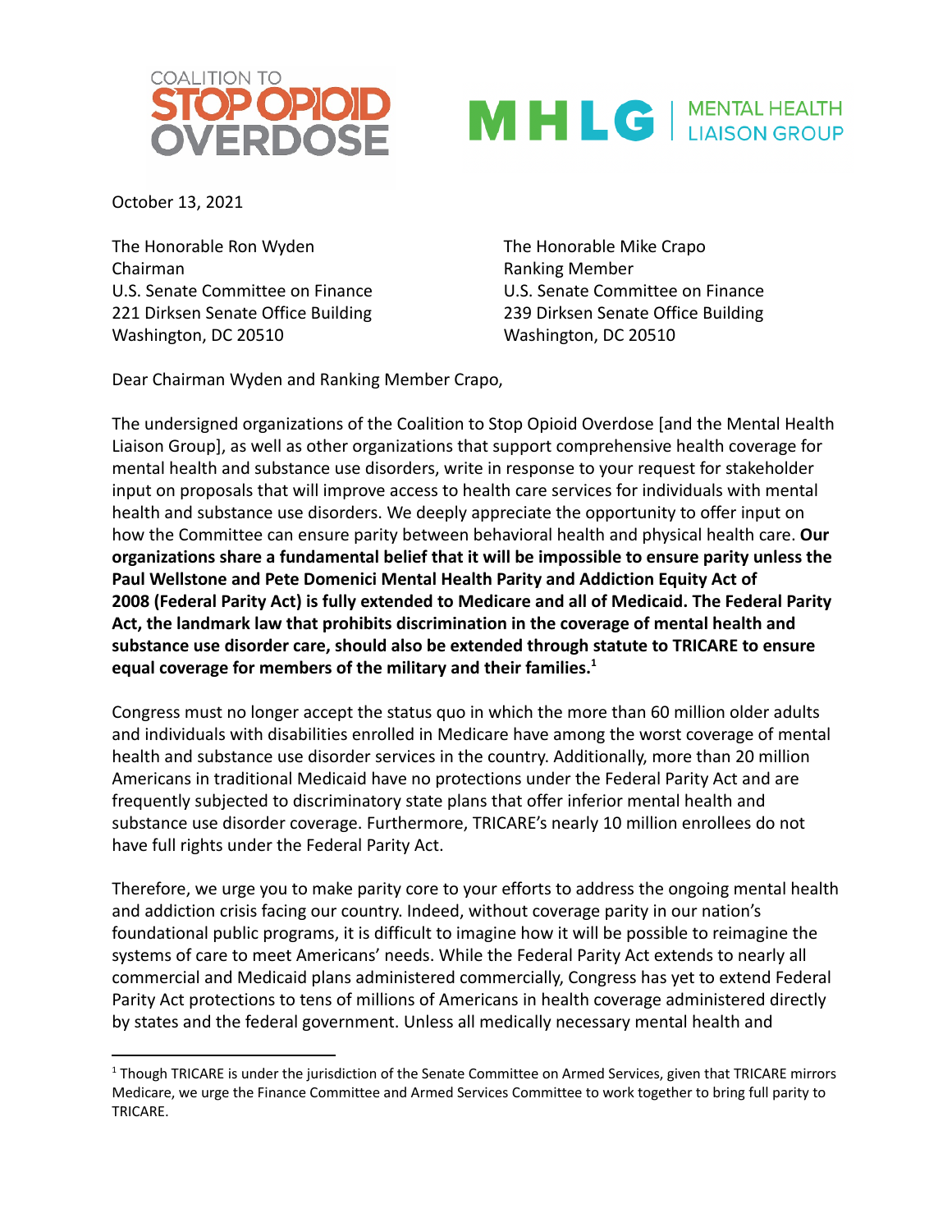COALITION TO STOP OPIOID OVERDOSE

MHLG | MENTAL HEALTH LIAISON GROUP

October 13, 2021

The Honorable Ron Wyden
Chairman
U.S. Senate Committee on Finance
221 Dirksen Senate Office Building
Washington, DC 20510

The Honorable Mike Crapo
Ranking Member
U.S. Senate Committee on Finance
239 Dirksen Senate Office Building
Washington, DC 20510

Dear Chairman Wyden and Ranking Member Crapo,

The undersigned organizations of the Coalition to Stop Opioid Overdose [and the Mental Health Liaison Group], as well as other organizations that support comprehensive health coverage for mental health and substance use disorders, write in response to your request for stakeholder input on proposals that will improve access to health care services for individuals with mental health and substance use disorders. We deeply appreciate the opportunity to offer input on how the Committee can ensure parity between behavioral health and physical health care. **Our organizations share a fundamental belief that it will be impossible to ensure parity unless the Paul Wellstone and Pete Domenici Mental Health Parity and Addiction Equity Act of 2008 (Federal Parity Act) is fully extended to Medicare and all of Medicaid. The Federal Parity Act, the landmark law that prohibits discrimination in the coverage of mental health and substance use disorder care, should also be extended through statute to TRICARE to ensure equal coverage for members of the military and their families.[1]**

Congress must no longer accept the status quo in which the more than 60 million older adults and individuals with disabilities enrolled in Medicare have among the worst coverage of mental health and substance use disorder services in the country. Additionally, more than 20 million Americans in traditional Medicaid have no protections under the Federal Parity Act and are frequently subjected to discriminatory state plans that offer inferior mental health and substance use disorder coverage. Furthermore, TRICARE's nearly 10 million enrollees do not have full rights under the Federal Parity Act.

Therefore, we urge you to make parity core to your efforts to address the ongoing mental health and addiction crisis facing our country. Indeed, without coverage parity in our nation's foundational public programs, it is difficult to imagine how it will be possible to reimagine the systems of care to meet Americans' needs. While the Federal Parity Act extends to nearly all commercial and Medicaid plans administered commercially, Congress has yet to extend Federal Parity Act protections to tens of millions of Americans in health coverage administered directly by states and the federal government. Unless all medically necessary mental health and

[1] Though TRICARE is under the jurisdiction of the Senate Committee on Armed Services, given that TRICARE mirrors Medicare, we urge the Finance Committee and Armed Services Committee to work together to bring full parity to TRICARE.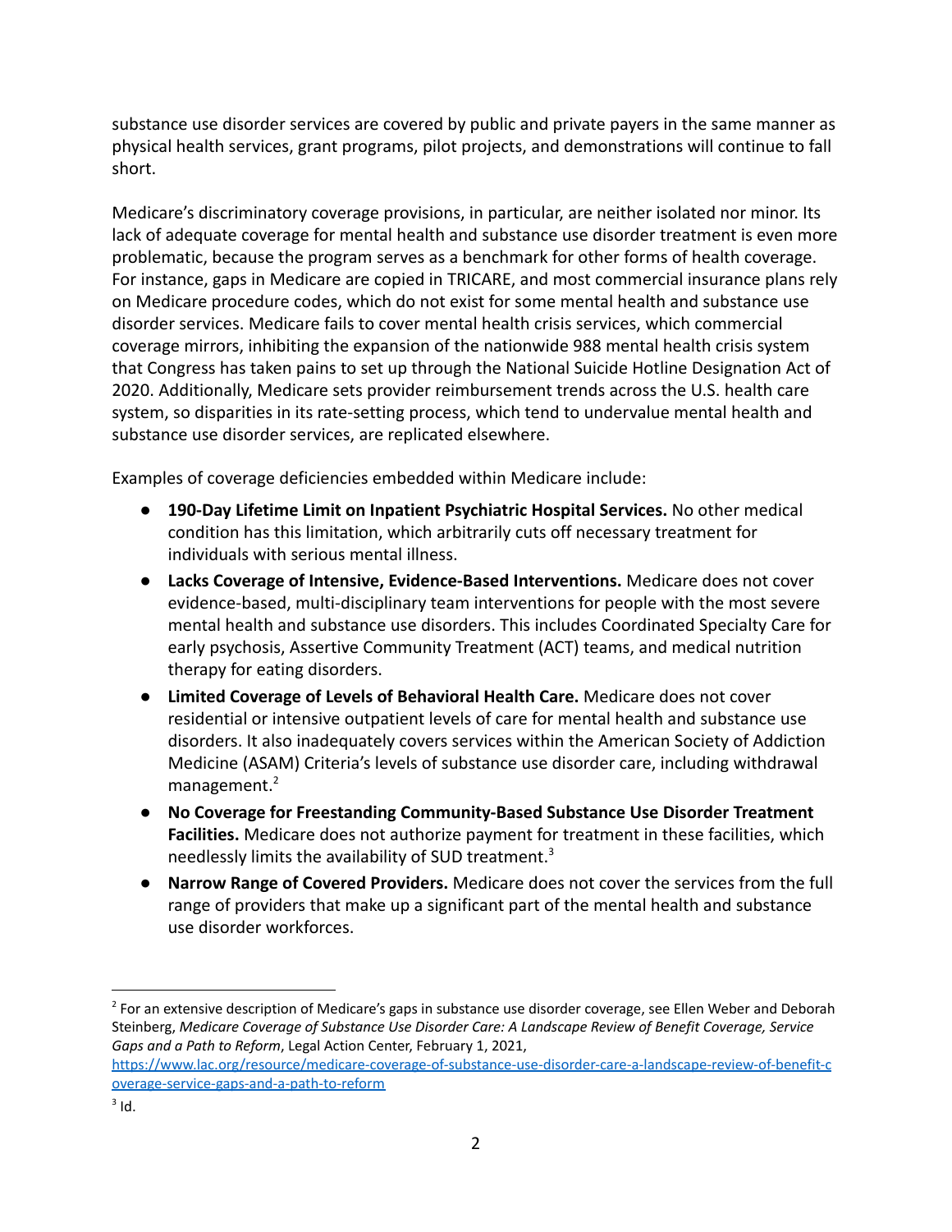substance use disorder services are covered by public and private payers in the same manner as physical health services, grant programs, pilot projects, and demonstrations will continue to fall short.

Medicare's discriminatory coverage provisions, in particular, are neither isolated nor minor. Its lack of adequate coverage for mental health and substance use disorder treatment is even more problematic, because the program serves as a benchmark for other forms of health coverage. For instance, gaps in Medicare are copied in TRICARE, and most commercial insurance plans rely on Medicare procedure codes, which do not exist for some mental health and substance use disorder services. Medicare fails to cover mental health crisis services, which commercial coverage mirrors, inhibiting the expansion of the nationwide 988 mental health crisis system that Congress has taken pains to set up through the National Suicide Hotline Designation Act of 2020. Additionally, Medicare sets provider reimbursement trends across the U.S. health care system, so disparities in its rate-setting process, which tend to undervalue mental health and substance use disorder services, are replicated elsewhere.

Examples of coverage deficiencies embedded within Medicare include:

- **190-Day Lifetime Limit on Inpatient Psychiatric Hospital Services.** No other medical condition has this limitation, which arbitrarily cuts off necessary treatment for individuals with serious mental illness.
- **Lacks Coverage of Intensive, Evidence-Based Interventions.** Medicare does not cover evidence-based, multi-disciplinary team interventions for people with the most severe mental health and substance use disorders. This includes Coordinated Specialty Care for early psychosis, Assertive Community Treatment (ACT) teams, and medical nutrition therapy for eating disorders.
- **Limited Coverage of Levels of Behavioral Health Care.** Medicare does not cover residential or intensive outpatient levels of care for mental health and substance use disorders. It also inadequately covers services within the American Society of Addiction Medicine (ASAM) Criteria's levels of substance use disorder care, including withdrawal management.[2]
- **No Coverage for Freestanding Community-Based Substance Use Disorder Treatment Facilities.** Medicare does not authorize payment for treatment in these facilities, which needlessly limits the availability of SUD treatment.[3]
- **Narrow Range of Covered Providers.** Medicare does not cover the services from the full range of providers that make up a significant part of the mental health and substance use disorder workforces.

---

[2] For an extensive description of Medicare's gaps in substance use disorder coverage, see Ellen Weber and Deborah Steinberg, *Medicare Coverage of Substance Use Disorder Care: A Landscape Review of Benefit Coverage, Service Gaps and a Path to Reform*, Legal Action Center, February 1, 2021, https://www.lac.org/resource/medicare-coverage-of-substance-use-disorder-care-a-landscape-review-of-benefit-coverage-service-gaps-and-a-path-to-reform

[3] Id.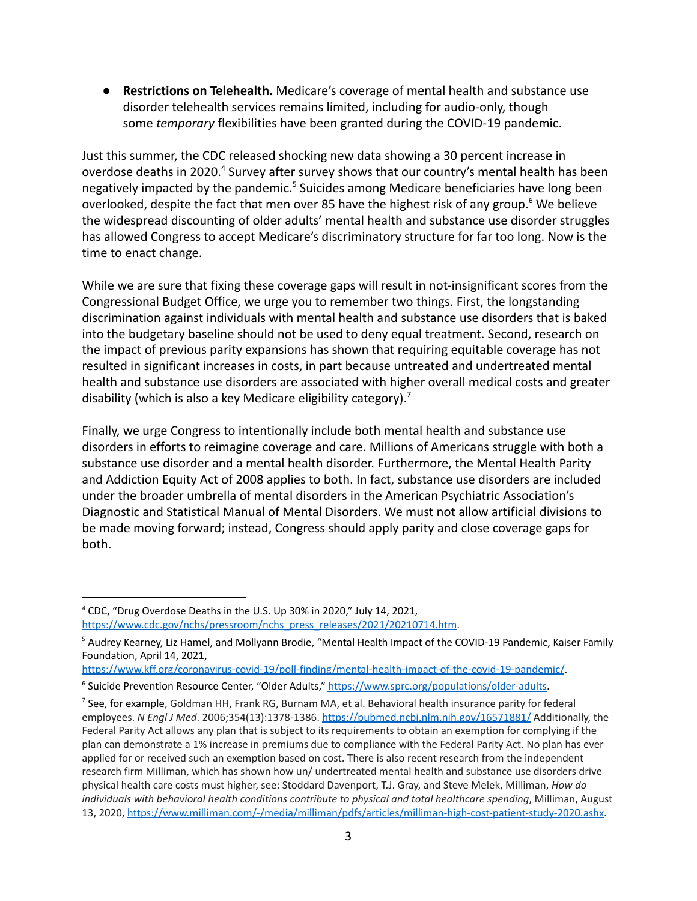- **Restrictions on Telehealth.** Medicare's coverage of mental health and substance use disorder telehealth services remains limited, including for audio-only, though some *temporary* flexibilities have been granted during the COVID-19 pandemic.

Just this summer, the CDC released shocking new data showing a 30 percent increase in overdose deaths in 2020.[4] Survey after survey shows that our country's mental health has been negatively impacted by the pandemic.[5] Suicides among Medicare beneficiaries have long been overlooked, despite the fact that men over 85 have the highest risk of any group.[6] We believe the widespread discounting of older adults' mental health and substance use disorder struggles has allowed Congress to accept Medicare's discriminatory structure for far too long. Now is the time to enact change.

While we are sure that fixing these coverage gaps will result in not-insignificant scores from the Congressional Budget Office, we urge you to remember two things. First, the longstanding discrimination against individuals with mental health and substance use disorders that is baked into the budgetary baseline should not be used to deny equal treatment. Second, research on the impact of previous parity expansions has shown that requiring equitable coverage has not resulted in significant increases in costs, in part because untreated and undertreated mental health and substance use disorders are associated with higher overall medical costs and greater disability (which is also a key Medicare eligibility category).[7]

Finally, we urge Congress to intentionally include both mental health and substance use disorders in efforts to reimagine coverage and care. Millions of Americans struggle with both a substance use disorder and a mental health disorder. Furthermore, the Mental Health Parity and Addiction Equity Act of 2008 applies to both. In fact, substance use disorders are included under the broader umbrella of mental disorders in the American Psychiatric Association's Diagnostic and Statistical Manual of Mental Disorders. We must not allow artificial divisions to be made moving forward; instead, Congress should apply parity and close coverage gaps for both.

---

[4] CDC, "Drug Overdose Deaths in the U.S. Up 30% in 2020," July 14, 2021, https://www.cdc.gov/nchs/pressroom/nchs_press_releases/2021/20210714.htm.

[5] Audrey Kearney, Liz Hamel, and Mollyann Brodie, "Mental Health Impact of the COVID-19 Pandemic, Kaiser Family Foundation, April 14, 2021, https://www.kff.org/coronavirus-covid-19/poll-finding/mental-health-impact-of-the-covid-19-pandemic/.

[6] Suicide Prevention Resource Center, "Older Adults," https://www.sprc.org/populations/older-adults.

[7] See, for example, Goldman HH, Frank RG, Burnam MA, et al. Behavioral health insurance parity for federal employees. *N Engl J Med*. 2006;354(13):1378-1386. https://pubmed.ncbi.nlm.nih.gov/16571881/ Additionally, the Federal Parity Act allows any plan that is subject to its requirements to obtain an exemption for complying if the plan can demonstrate a 1% increase in premiums due to compliance with the Federal Parity Act. No plan has ever applied for or received such an exemption based on cost. There is also recent research from the independent research firm Milliman, which has shown how un/ undertreated mental health and substance use disorders drive physical health care costs must higher, see: Stoddard Davenport, T.J. Gray, and Steve Melek, Milliman, *How do individuals with behavioral health conditions contribute to physical and total healthcare spending*, Milliman, August 13, 2020, https://www.milliman.com/-/media/milliman/pdfs/articles/milliman-high-cost-patient-study-2020.ashx.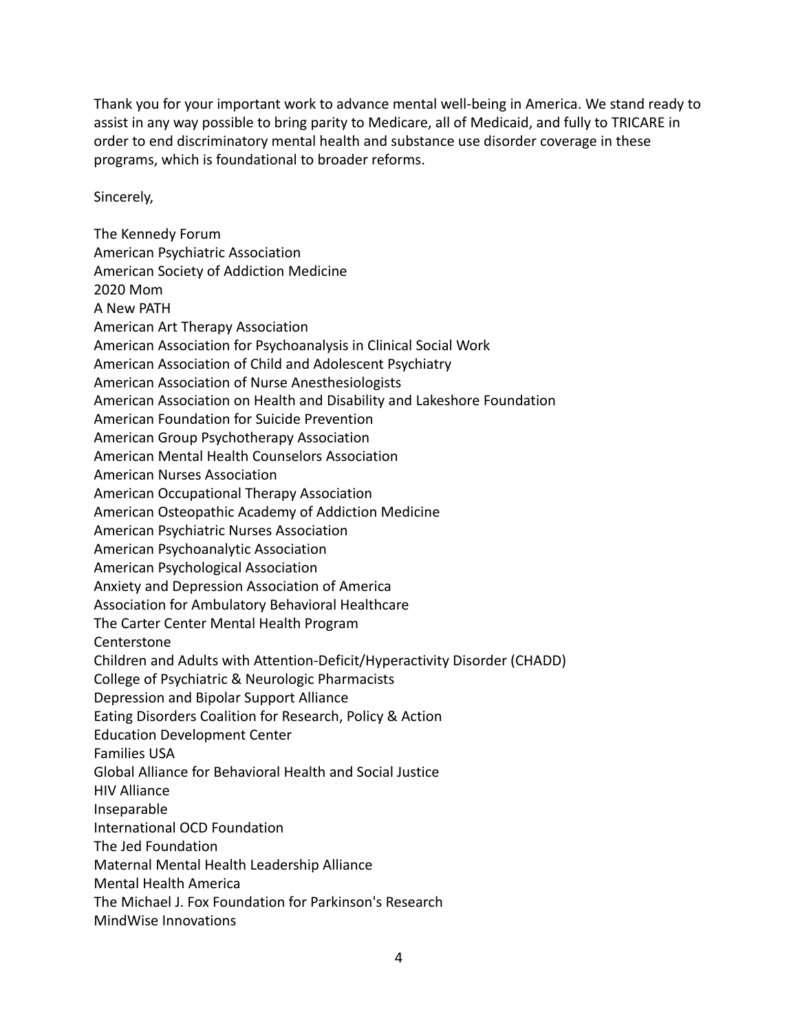Thank you for your important work to advance mental well-being in America. We stand ready to assist in any way possible to bring parity to Medicare, all of Medicaid, and fully to TRICARE in order to end discriminatory mental health and substance use disorder coverage in these programs, which is foundational to broader reforms.

Sincerely,

The Kennedy Forum  
American Psychiatric Association  
American Society of Addiction Medicine  
2020 Mom  
A New PATH  
American Art Therapy Association  
American Association for Psychoanalysis in Clinical Social Work  
American Association of Child and Adolescent Psychiatry  
American Association of Nurse Anesthesiologists  
American Association on Health and Disability and Lakeshore Foundation  
American Foundation for Suicide Prevention  
American Group Psychotherapy Association  
American Mental Health Counselors Association  
American Nurses Association  
American Occupational Therapy Association  
American Osteopathic Academy of Addiction Medicine  
American Psychiatric Nurses Association  
American Psychoanalytic Association  
American Psychological Association  
Anxiety and Depression Association of America  
Association for Ambulatory Behavioral Healthcare  
The Carter Center Mental Health Program  
Centerstone  
Children and Adults with Attention-Deficit/Hyperactivity Disorder (CHADD)  
College of Psychiatric & Neurologic Pharmacists  
Depression and Bipolar Support Alliance  
Eating Disorders Coalition for Research, Policy & Action  
Education Development Center  
Families USA  
Global Alliance for Behavioral Health and Social Justice  
HIV Alliance  
Inseparable  
International OCD Foundation  
The Jed Foundation  
Maternal Mental Health Leadership Alliance  
Mental Health America  
The Michael J. Fox Foundation for Parkinson's Research  
MindWise Innovations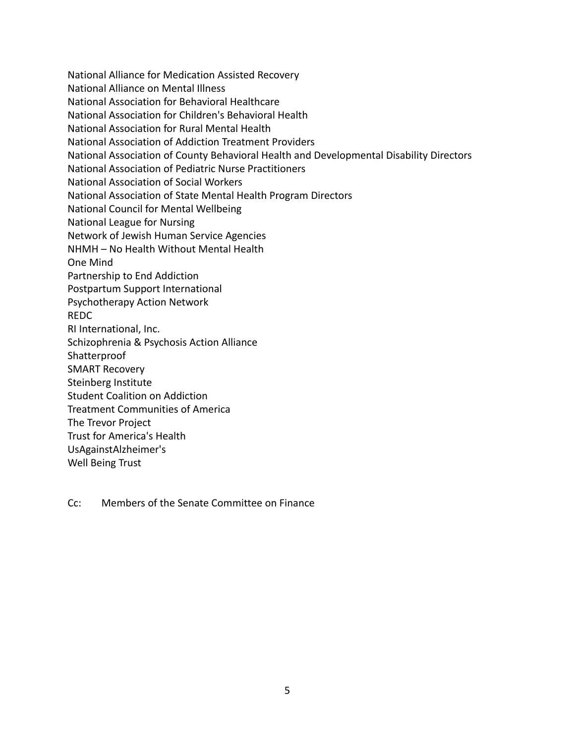National Alliance for Medication Assisted Recovery
National Alliance on Mental Illness
National Association for Behavioral Healthcare
National Association for Children's Behavioral Health
National Association for Rural Mental Health
National Association of Addiction Treatment Providers
National Association of County Behavioral Health and Developmental Disability Directors
National Association of Pediatric Nurse Practitioners
National Association of Social Workers
National Association of State Mental Health Program Directors
National Council for Mental Wellbeing
National League for Nursing
Network of Jewish Human Service Agencies
NHMH – No Health Without Mental Health
One Mind
Partnership to End Addiction
Postpartum Support International
Psychotherapy Action Network
REDC
RI International, Inc.
Schizophrenia & Psychosis Action Alliance
Shatterproof
SMART Recovery
Steinberg Institute
Student Coalition on Addiction
Treatment Communities of America
The Trevor Project
Trust for America's Health
UsAgainstAlzheimer's
Well Being Trust

Cc: Members of the Senate Committee on Finance